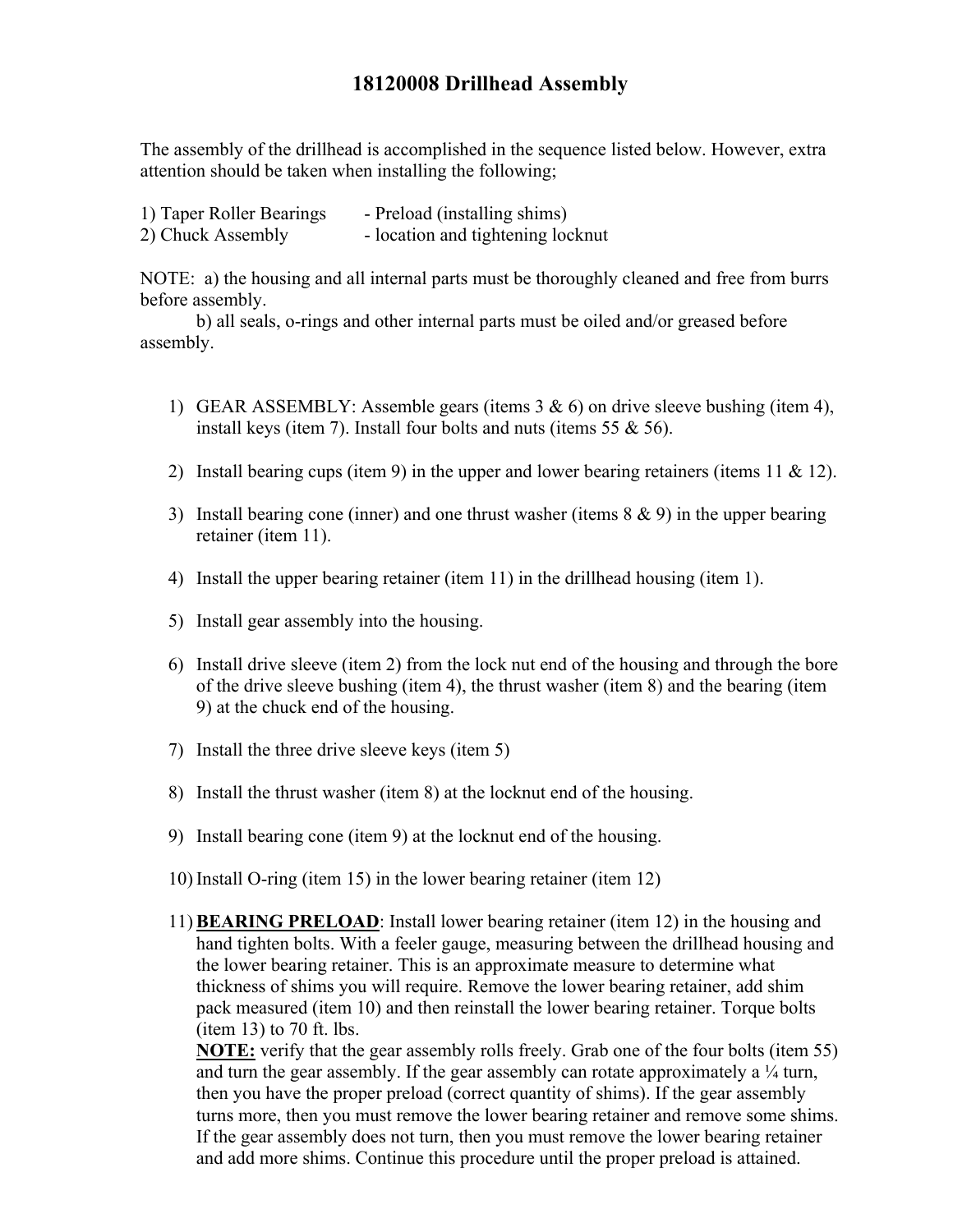# 18120008 Drillhead Assembly

The assembly of the drillhead is accomplished in the sequence listed below. However, extra attention should be taken when installing the following;

1) Taper Roller Bearings - Preload (installing shims)
2) Chuck Assembly - location and tightening locknut

NOTE: a) the housing and all internal parts must be thoroughly cleaned and free from burrs before assembly.

b) all seals, o-rings and other internal parts must be oiled and/or greased before assembly.

1) GEAR ASSEMBLY: Assemble gears (items 3 & 6) on drive sleeve bushing (item 4), install keys (item 7). Install four bolts and nuts (items 55 & 56).

2) Install bearing cups (item 9) in the upper and lower bearing retainers (items 11 & 12).

3) Install bearing cone (inner) and one thrust washer (items 8 & 9) in the upper bearing retainer (item 11).

4) Install the upper bearing retainer (item 11) in the drillhead housing (item 1).

5) Install gear assembly into the housing.

6) Install drive sleeve (item 2) from the lock nut end of the housing and through the bore of the drive sleeve bushing (item 4), the thrust washer (item 8) and the bearing (item 9) at the chuck end of the housing.

7) Install the three drive sleeve keys (item 5)

8) Install the thrust washer (item 8) at the locknut end of the housing.

9) Install bearing cone (item 9) at the locknut end of the housing.

10) Install O-ring (item 15) in the lower bearing retainer (item 12)

11) **BEARING PRELOAD**: Install lower bearing retainer (item 12) in the housing and hand tighten bolts. With a feeler gauge, measuring between the drillhead housing and the lower bearing retainer. This is an approximate measure to determine what thickness of shims you will require. Remove the lower bearing retainer, add shim pack measured (item 10) and then reinstall the lower bearing retainer. Torque bolts (item 13) to 70 ft. lbs.

    **NOTE:** verify that the gear assembly rolls freely. Grab one of the four bolts (item 55) and turn the gear assembly. If the gear assembly can rotate approximately a ¼ turn, then you have the proper preload (correct quantity of shims). If the gear assembly turns more, then you must remove the lower bearing retainer and remove some shims. If the gear assembly does not turn, then you must remove the lower bearing retainer and add more shims. Continue this procedure until the proper preload is attained.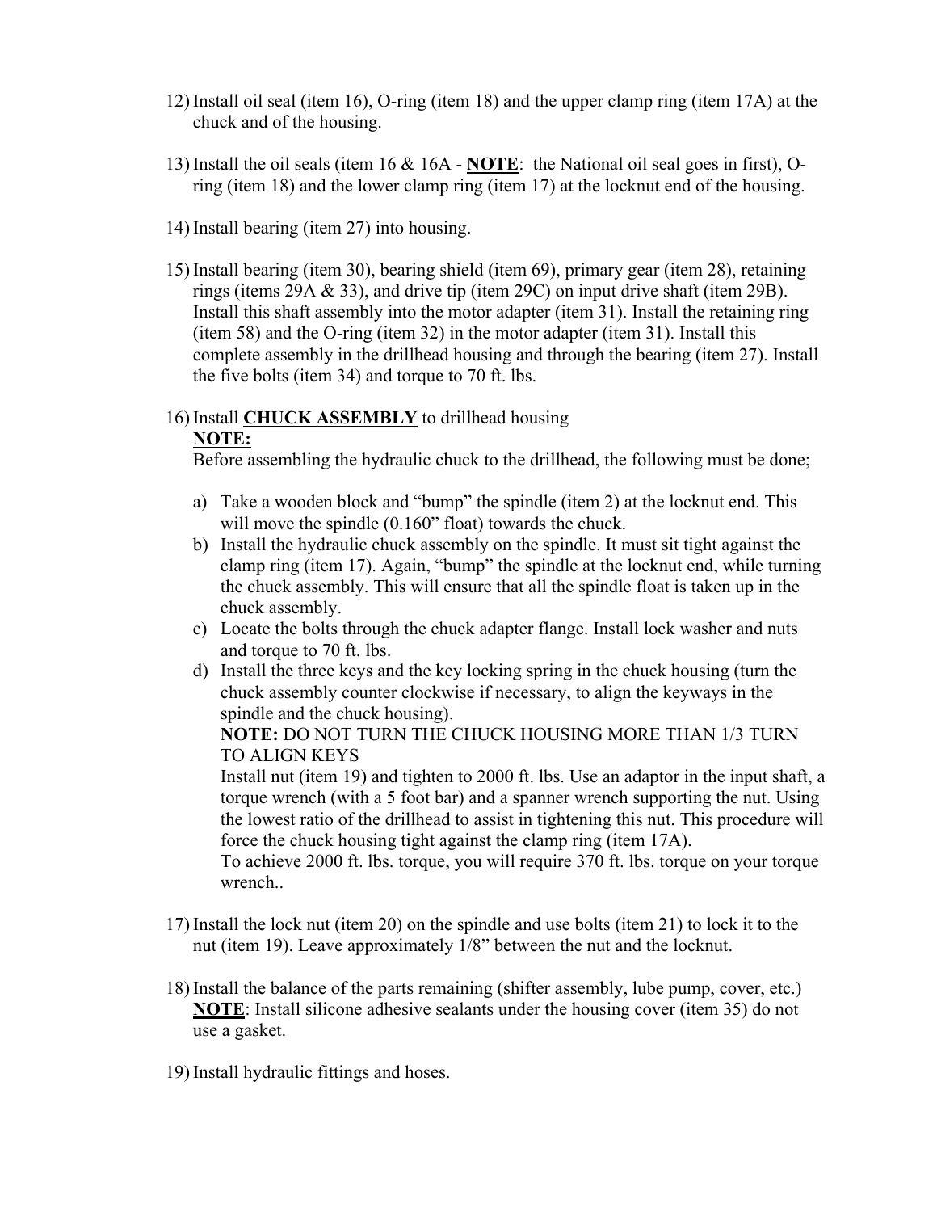12) Install oil seal (item 16), O-ring (item 18) and the upper clamp ring (item 17A) at the chuck and of the housing.

13) Install the oil seals (item 16 & 16A - **NOTE**: the National oil seal goes in first), O-ring (item 18) and the lower clamp ring (item 17) at the locknut end of the housing.

14) Install bearing (item 27) into housing.

15) Install bearing (item 30), bearing shield (item 69), primary gear (item 28), retaining rings (items 29A & 33), and drive tip (item 29C) on input drive shaft (item 29B). Install this shaft assembly into the motor adapter (item 31). Install the retaining ring (item 58) and the O-ring (item 32) in the motor adapter (item 31). Install this complete assembly in the drillhead housing and through the bearing (item 27). Install the five bolts (item 34) and torque to 70 ft. lbs.

16) Install **CHUCK ASSEMBLY** to drillhead housing
    **NOTE:**
    Before assembling the hydraulic chuck to the drillhead, the following must be done;

    a) Take a wooden block and "bump" the spindle (item 2) at the locknut end. This will move the spindle (0.160" float) towards the chuck.
    b) Install the hydraulic chuck assembly on the spindle. It must sit tight against the clamp ring (item 17). Again, "bump" the spindle at the locknut end, while turning the chuck assembly. This will ensure that all the spindle float is taken up in the chuck assembly.
    c) Locate the bolts through the chuck adapter flange. Install lock washer and nuts and torque to 70 ft. lbs.
    d) Install the three keys and the key locking spring in the chuck housing (turn the chuck assembly counter clockwise if necessary, to align the keyways in the spindle and the chuck housing).
       **NOTE:** DO NOT TURN THE CHUCK HOUSING MORE THAN 1/3 TURN TO ALIGN KEYS
       Install nut (item 19) and tighten to 2000 ft. lbs. Use an adaptor in the input shaft, a torque wrench (with a 5 foot bar) and a spanner wrench supporting the nut. Using the lowest ratio of the drillhead to assist in tightening this nut. This procedure will force the chuck housing tight against the clamp ring (item 17A).
       To achieve 2000 ft. lbs. torque, you will require 370 ft. lbs. torque on your torque wrench..

17) Install the lock nut (item 20) on the spindle and use bolts (item 21) to lock it to the nut (item 19). Leave approximately 1/8" between the nut and the locknut.

18) Install the balance of the parts remaining (shifter assembly, lube pump, cover, etc.)
    **NOTE**: Install silicone adhesive sealants under the housing cover (item 35) do not use a gasket.

19) Install hydraulic fittings and hoses.